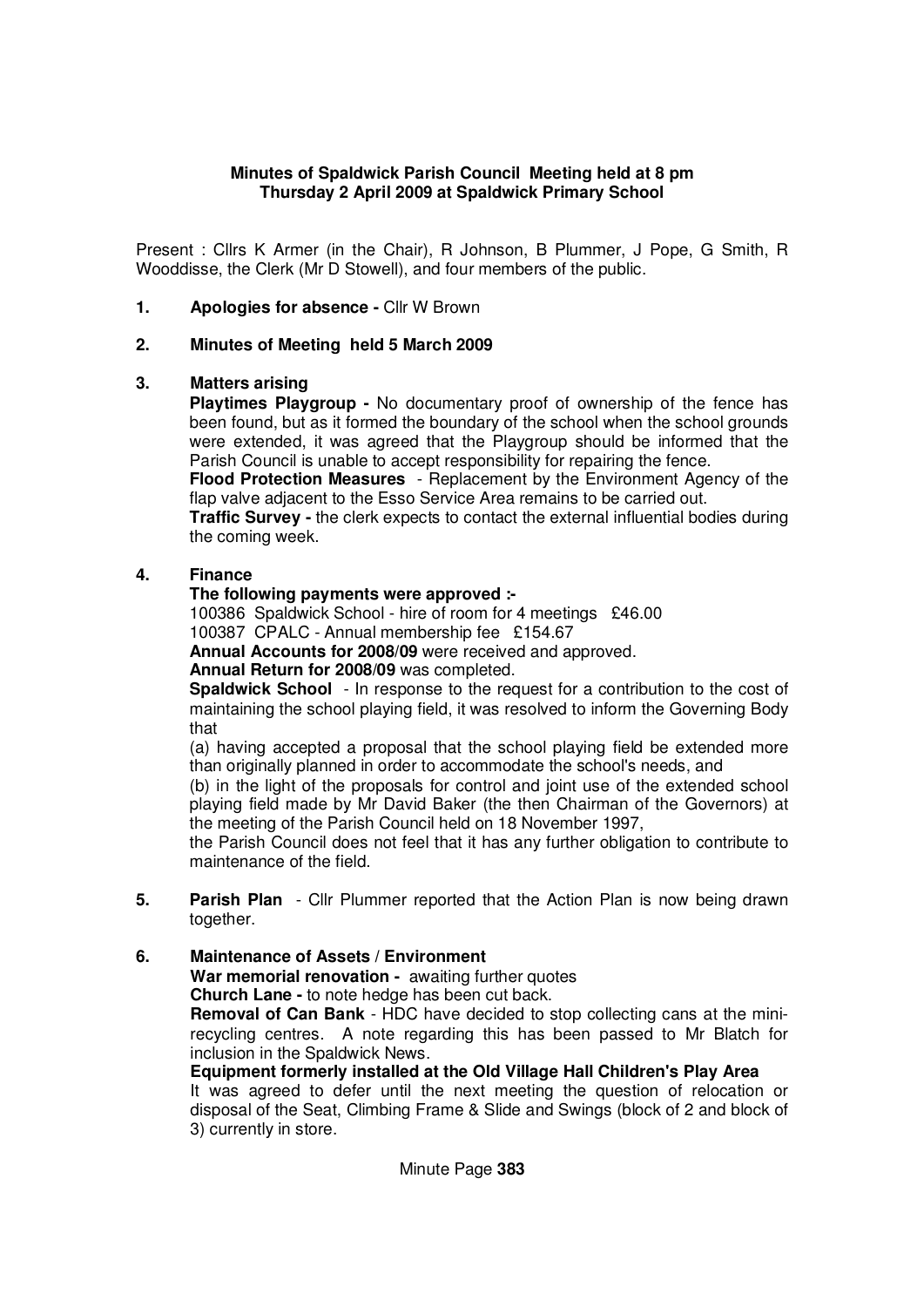**Minutes of Spaldwick Parish Council Meeting held at 8 pm**
**Thursday 2 April 2009 at Spaldwick Primary School**

Present : Cllrs K Armer (in the Chair), R Johnson, B Plummer, J Pope, G Smith, R Wooddisse, the Clerk (Mr D Stowell), and four members of the public.

**1. Apologies for absence -** Cllr W Brown

**2. Minutes of Meeting held 5 March 2009**

**3. Matters arising**

**Playtimes Playgroup -** No documentary proof of ownership of the fence has been found, but as it formed the boundary of the school when the school grounds were extended, it was agreed that the Playgroup should be informed that the Parish Council is unable to accept responsibility for repairing the fence.

**Flood Protection Measures** - Replacement by the Environment Agency of the flap valve adjacent to the Esso Service Area remains to be carried out.

**Traffic Survey -** the clerk expects to contact the external influential bodies during the coming week.

**4. Finance**

**The following payments were approved :-**

100386 Spaldwick School - hire of room for 4 meetings £46.00
100387 CPALC - Annual membership fee £154.67

**Annual Accounts for 2008/09** were received and approved.

**Annual Return for 2008/09** was completed.

**Spaldwick School** - In response to the request for a contribution to the cost of maintaining the school playing field, it was resolved to inform the Governing Body that

(a) having accepted a proposal that the school playing field be extended more than originally planned in order to accommodate the school's needs, and

(b) in the light of the proposals for control and joint use of the extended school playing field made by Mr David Baker (the then Chairman of the Governors) at the meeting of the Parish Council held on 18 November 1997,

the Parish Council does not feel that it has any further obligation to contribute to maintenance of the field.

**5. Parish Plan** - Cllr Plummer reported that the Action Plan is now being drawn together.

**6. Maintenance of Assets / Environment**

**War memorial renovation -** awaiting further quotes

**Church Lane -** to note hedge has been cut back.

**Removal of Can Bank** - HDC have decided to stop collecting cans at the mini-recycling centres. A note regarding this has been passed to Mr Blatch for inclusion in the Spaldwick News.

**Equipment formerly installed at the Old Village Hall Children's Play Area**

It was agreed to defer until the next meeting the question of relocation or disposal of the Seat, Climbing Frame & Slide and Swings (block of 2 and block of 3) currently in store.

Minute Page **383**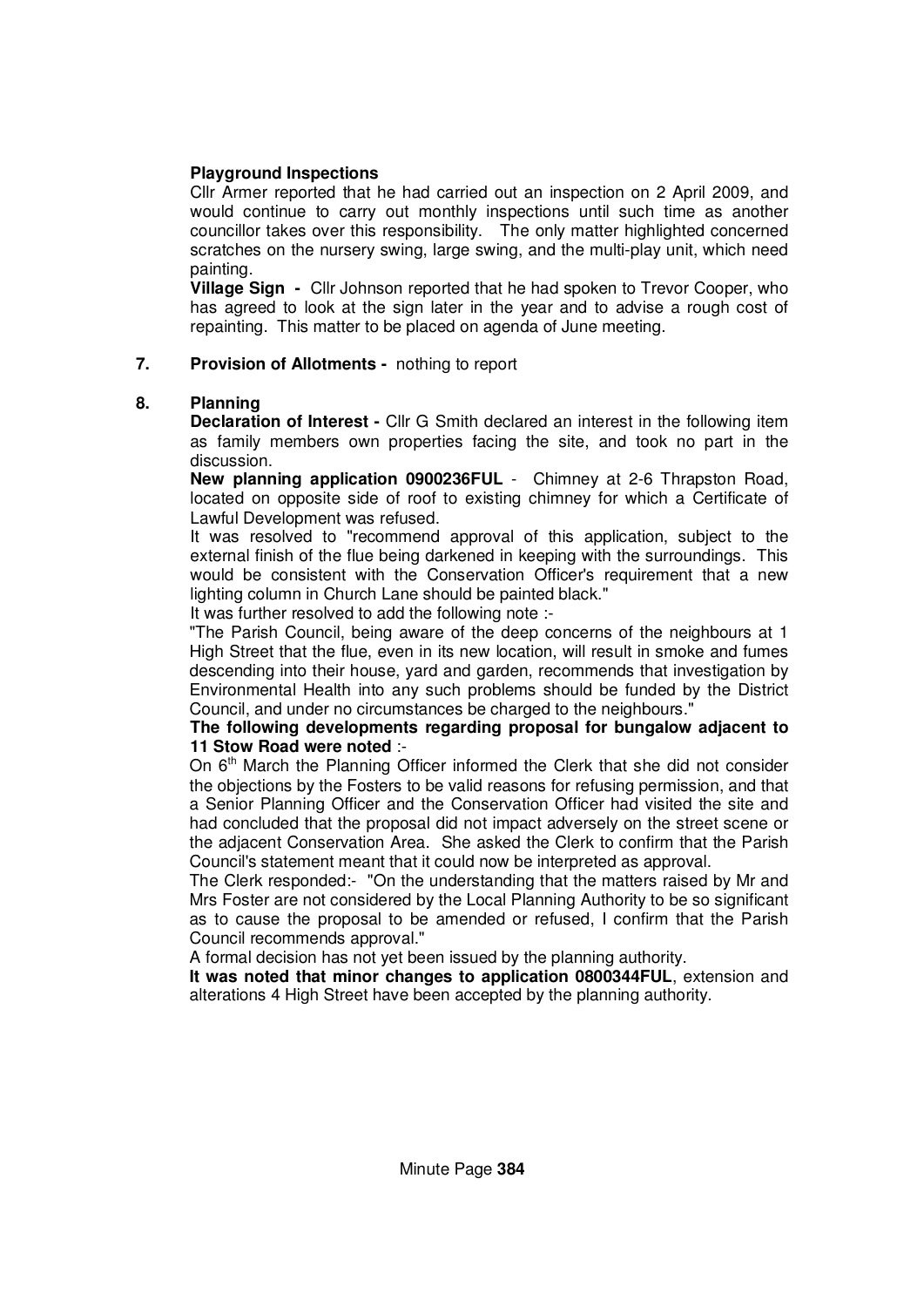**Playground Inspections**
Cllr Armer reported that he had carried out an inspection on 2 April 2009, and would continue to carry out monthly inspections until such time as another councillor takes over this responsibility. The only matter highlighted concerned scratches on the nursery swing, large swing, and the multi-play unit, which need painting.

**Village Sign -** Cllr Johnson reported that he had spoken to Trevor Cooper, who has agreed to look at the sign later in the year and to advise a rough cost of repainting. This matter to be placed on agenda of June meeting.

**7. Provision of Allotments -** nothing to report

**8. Planning**

**Declaration of Interest -** Cllr G Smith declared an interest in the following item as family members own properties facing the site, and took no part in the discussion.

**New planning application 0900236FUL** - Chimney at 2-6 Thrapston Road, located on opposite side of roof to existing chimney for which a Certificate of Lawful Development was refused.

It was resolved to "recommend approval of this application, subject to the external finish of the flue being darkened in keeping with the surroundings. This would be consistent with the Conservation Officer's requirement that a new lighting column in Church Lane should be painted black."

It was further resolved to add the following note :-

"The Parish Council, being aware of the deep concerns of the neighbours at 1 High Street that the flue, even in its new location, will result in smoke and fumes descending into their house, yard and garden, recommends that investigation by Environmental Health into any such problems should be funded by the District Council, and under no circumstances be charged to the neighbours."

**The following developments regarding proposal for bungalow adjacent to 11 Stow Road were noted** :-

On 6th March the Planning Officer informed the Clerk that she did not consider the objections by the Fosters to be valid reasons for refusing permission, and that a Senior Planning Officer and the Conservation Officer had visited the site and had concluded that the proposal did not impact adversely on the street scene or the adjacent Conservation Area. She asked the Clerk to confirm that the Parish Council's statement meant that it could now be interpreted as approval.

The Clerk responded:- "On the understanding that the matters raised by Mr and Mrs Foster are not considered by the Local Planning Authority to be so significant as to cause the proposal to be amended or refused, I confirm that the Parish Council recommends approval."

A formal decision has not yet been issued by the planning authority.

**It was noted that minor changes to application 0800344FUL**, extension and alterations 4 High Street have been accepted by the planning authority.

Minute Page **384**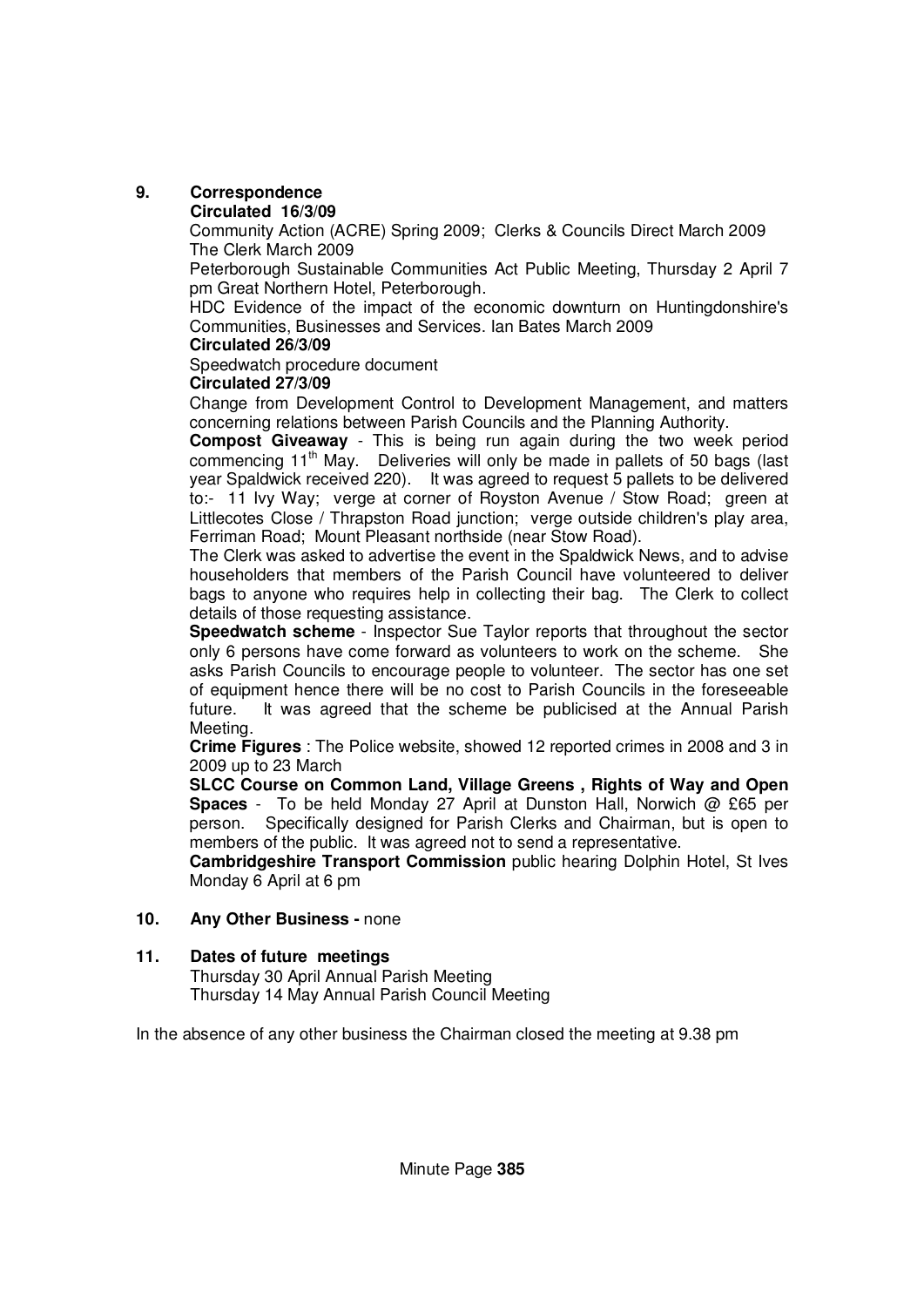## 9. Correspondence

**Circulated 16/3/09**

Community Action (ACRE) Spring 2009; Clerks & Councils Direct March 2009
The Clerk March 2009

Peterborough Sustainable Communities Act Public Meeting, Thursday 2 April 7 pm Great Northern Hotel, Peterborough.

HDC Evidence of the impact of the economic downturn on Huntingdonshire's Communities, Businesses and Services. Ian Bates March 2009

**Circulated 26/3/09**

Speedwatch procedure document

**Circulated 27/3/09**

Change from Development Control to Development Management, and matters concerning relations between Parish Councils and the Planning Authority.

**Compost Giveaway** - This is being run again during the two week period commencing 11th May. Deliveries will only be made in pallets of 50 bags (last year Spaldwick received 220). It was agreed to request 5 pallets to be delivered to:- 11 Ivy Way; verge at corner of Royston Avenue / Stow Road; green at Littlecotes Close / Thrapston Road junction; verge outside children's play area, Ferriman Road; Mount Pleasant northside (near Stow Road).

The Clerk was asked to advertise the event in the Spaldwick News, and to advise householders that members of the Parish Council have volunteered to deliver bags to anyone who requires help in collecting their bag. The Clerk to collect details of those requesting assistance.

**Speedwatch scheme** - Inspector Sue Taylor reports that throughout the sector only 6 persons have come forward as volunteers to work on the scheme. She asks Parish Councils to encourage people to volunteer. The sector has one set of equipment hence there will be no cost to Parish Councils in the foreseeable future. It was agreed that the scheme be publicised at the Annual Parish Meeting.

**Crime Figures** : The Police website, showed 12 reported crimes in 2008 and 3 in 2009 up to 23 March

**SLCC Course on Common Land, Village Greens , Rights of Way and Open Spaces** - To be held Monday 27 April at Dunston Hall, Norwich @ £65 per person. Specifically designed for Parish Clerks and Chairman, but is open to members of the public. It was agreed not to send a representative.

**Cambridgeshire Transport Commission** public hearing Dolphin Hotel, St Ives Monday 6 April at 6 pm

## 10. Any Other Business - none

## 11. Dates of future meetings

Thursday 30 April Annual Parish Meeting
Thursday 14 May Annual Parish Council Meeting

In the absence of any other business the Chairman closed the meeting at 9.38 pm

Minute Page **385**